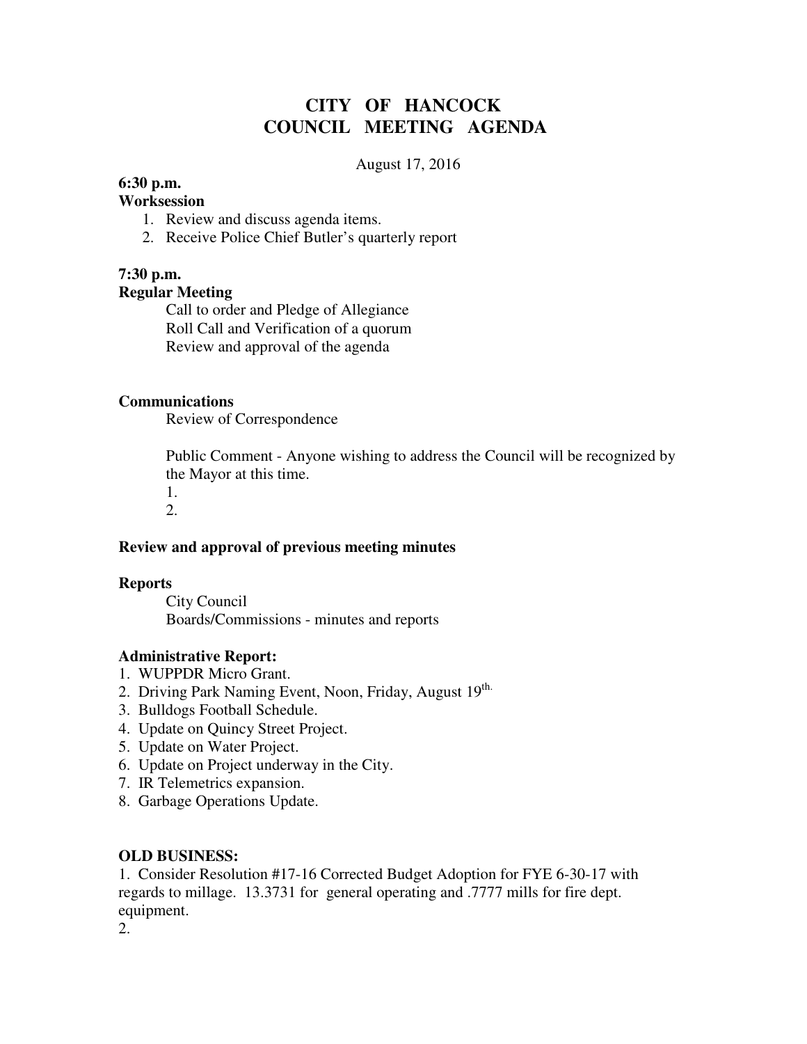# CITY OF HANCOCK
# COUNCIL MEETING AGENDA

August 17, 2016

**6:30 p.m.**
**Worksession**

1. Review and discuss agenda items.
2. Receive Police Chief Butler's quarterly report

**7:30 p.m.**
**Regular Meeting**

Call to order and Pledge of Allegiance
Roll Call and Verification of a quorum
Review and approval of the agenda

**Communications**

Review of Correspondence

Public Comment - Anyone wishing to address the Council will be recognized by the Mayor at this time.

1.
2.

**Review and approval of previous meeting minutes**

**Reports**

City Council
Boards/Commissions - minutes and reports

**Administrative Report:**

1. WUPPDR Micro Grant.
2. Driving Park Naming Event, Noon, Friday, August 19th.
3. Bulldogs Football Schedule.
4. Update on Quincy Street Project.
5. Update on Water Project.
6. Update on Project underway in the City.
7. IR Telemetrics expansion.
8. Garbage Operations Update.

**OLD BUSINESS:**

1. Consider Resolution #17-16 Corrected Budget Adoption for FYE 6-30-17 with regards to millage. 13.3731 for general operating and .7777 mills for fire dept. equipment.
2.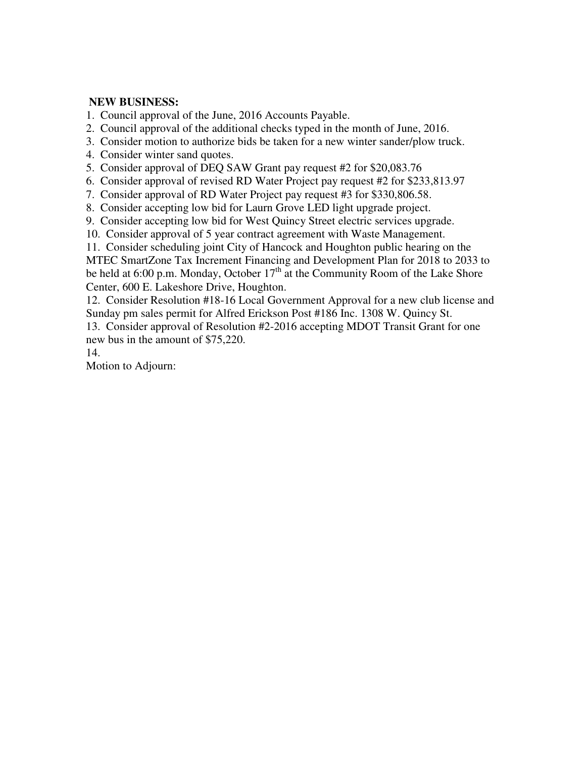**NEW BUSINESS:**

1. Council approval of the June, 2016 Accounts Payable.
2. Council approval of the additional checks typed in the month of June, 2016.
3. Consider motion to authorize bids be taken for a new winter sander/plow truck.
4. Consider winter sand quotes.
5. Consider approval of DEQ SAW Grant pay request #2 for $20,083.76
6. Consider approval of revised RD Water Project pay request #2 for $233,813.97
7. Consider approval of RD Water Project pay request #3 for $330,806.58.
8. Consider accepting low bid for Laurn Grove LED light upgrade project.
9. Consider accepting low bid for West Quincy Street electric services upgrade.
10. Consider approval of 5 year contract agreement with Waste Management.
11. Consider scheduling joint City of Hancock and Houghton public hearing on the MTEC SmartZone Tax Increment Financing and Development Plan for 2018 to 2033 to be held at 6:00 p.m. Monday, October 17th at the Community Room of the Lake Shore Center, 600 E. Lakeshore Drive, Houghton.
12. Consider Resolution #18-16 Local Government Approval for a new club license and Sunday pm sales permit for Alfred Erickson Post #186 Inc. 1308 W. Quincy St.
13. Consider approval of Resolution #2-2016 accepting MDOT Transit Grant for one new bus in the amount of $75,220.
14.

Motion to Adjourn: